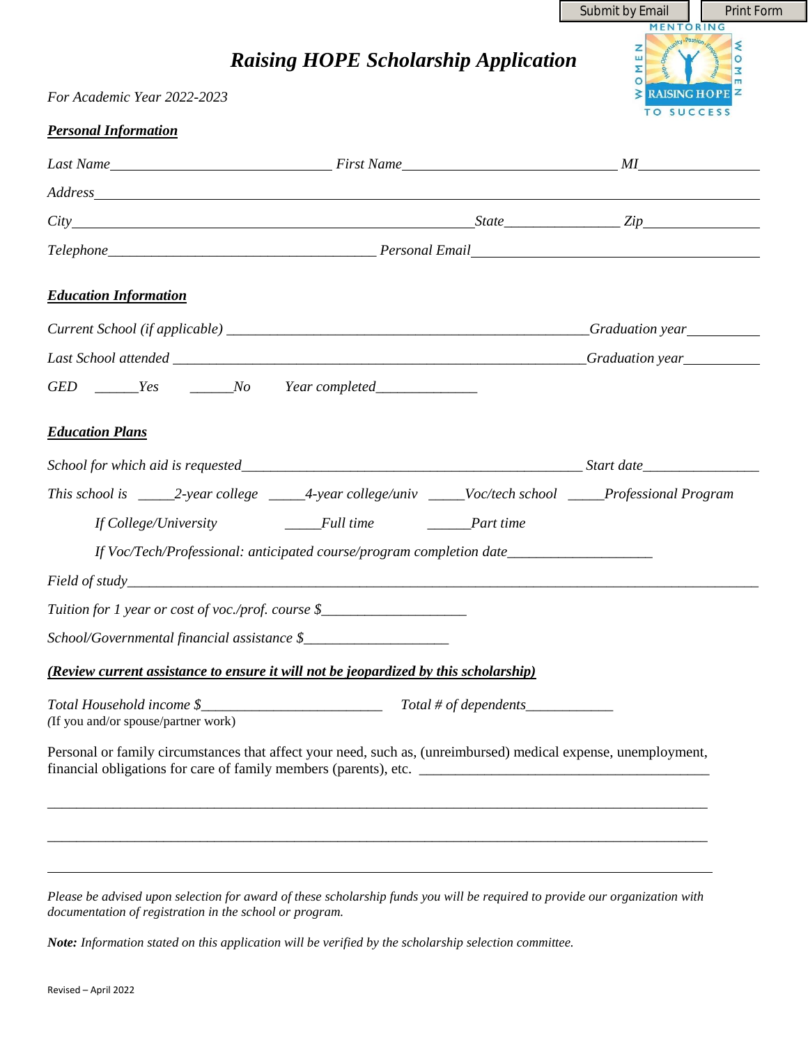# *Raising HOPE Scholarship Application*

*For Academic Year 2022-2023*

## ***Personal Information***

*Last Name*______________________________ *First Name*_____________________________ *MI*________________

*Address*________________________________________________________________________________________

*City*______________________________________________________ *State*________________ *Zip*________________

*Telephone*_____________________________________ *Personal Email*_______________________________________

## ***Education Information***

*Current School (if applicable)* ____________________________________________________ *Graduation year*__________

*Last School attended* __________________________________________________________ *Graduation year*__________

*GED* ______*Yes* ______*No* *Year completed*______________

## ***Education Plans***

*School for which aid is requested*_______________________________________________ *Start date*________________

*This school is* _____*2-year college* _____*4-year college/univ* _____*Voc/tech school* _____*Professional Program*

*If College/University* _____*Full time* ______*Part time*

*If Voc/Tech/Professional: anticipated course/program completion date*____________________

*Field of study*_____________________________________________________________________________________

*Tuition for 1 year or cost of voc./prof. course $*____________________

*School/Governmental financial assistance $*____________________

***(Review current assistance to ensure it will not be jeopardized by this scholarship)***

*Total Household income $*_________________________ *Total # of dependents*____________
(If you and/or spouse/partner work)

Personal or family circumstances that affect your need, such as, (unreimbursed) medical expense, unemployment, financial obligations for care of family members (parents), etc. ________________________________________

__________________________________________________________________________________________

__________________________________________________________________________________________

__________________________________________________________________________________________

*Please be advised upon selection for award of these scholarship funds you will be required to provide our organization with documentation of registration in the school or program.*

***Note:*** *Information stated on this application will be verified by the scholarship selection committee.*

Revised – April 2022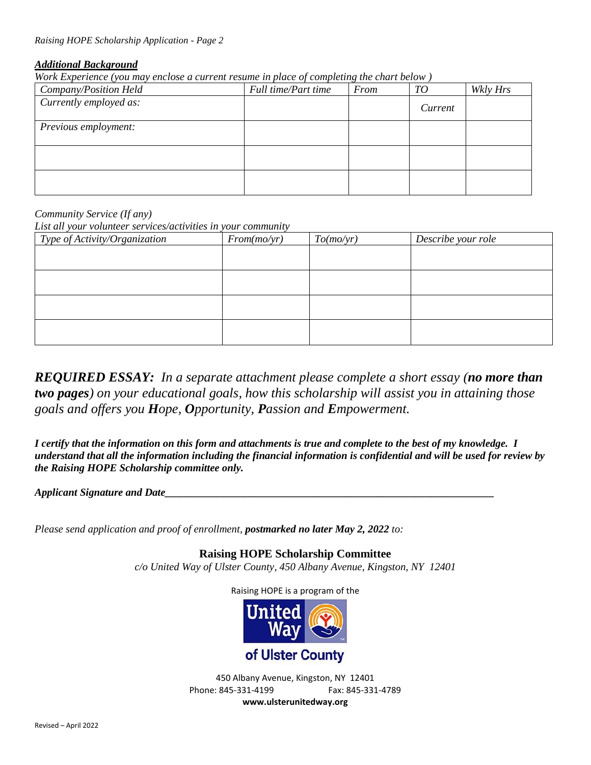*Raising HOPE Scholarship Application - Page 2*

***Additional Background***

*Work Experience (you may enclose a current resume in place of completing the chart below )*

| *Company/Position Held* | *Full time/Part time* | *From* | *TO* | *Wkly Hrs* |
|---|---|---|---|---|
| *Currently employed as:* | | | *Current* | |
| *Previous employment:* | | | | |
| | | | | |
| | | | | |

*Community Service (If any)*

*List all your volunteer services/activities in your community*

| *Type of Activity/Organization* | *From(mo/yr)* | *To(mo/yr)* | *Describe your role* |
|---|---|---|---|
| | | | |
| | | | |
| | | | |
| | | | |

***REQUIRED ESSAY:*** *In a separate attachment please complete a short essay (**no more than two pages**) on your educational goals, how this scholarship will assist you in attaining those goals and offers you **H**ope, **O**pportunity, **P**assion and **E**mpowerment.*

***I certify that the information on this form and attachments is true and complete to the best of my knowledge. I understand that all the information including the financial information is confidential and will be used for review by the Raising HOPE Scholarship committee only.***

***Applicant Signature and Date*****_________________________________________________________________**

*Please send application and proof of enrollment, **postmarked no later May 2, 2022** to:*

**Raising HOPE Scholarship Committee**

*c/o United Way of Ulster County, 450 Albany Avenue, Kingston, NY 12401*

Raising HOPE is a program of the

United Way of Ulster County

450 Albany Avenue, Kingston, NY 12401

Phone: 845-331-4199 Fax: 845-331-4789

**www.ulsterunitedway.org**

Revised – April 2022